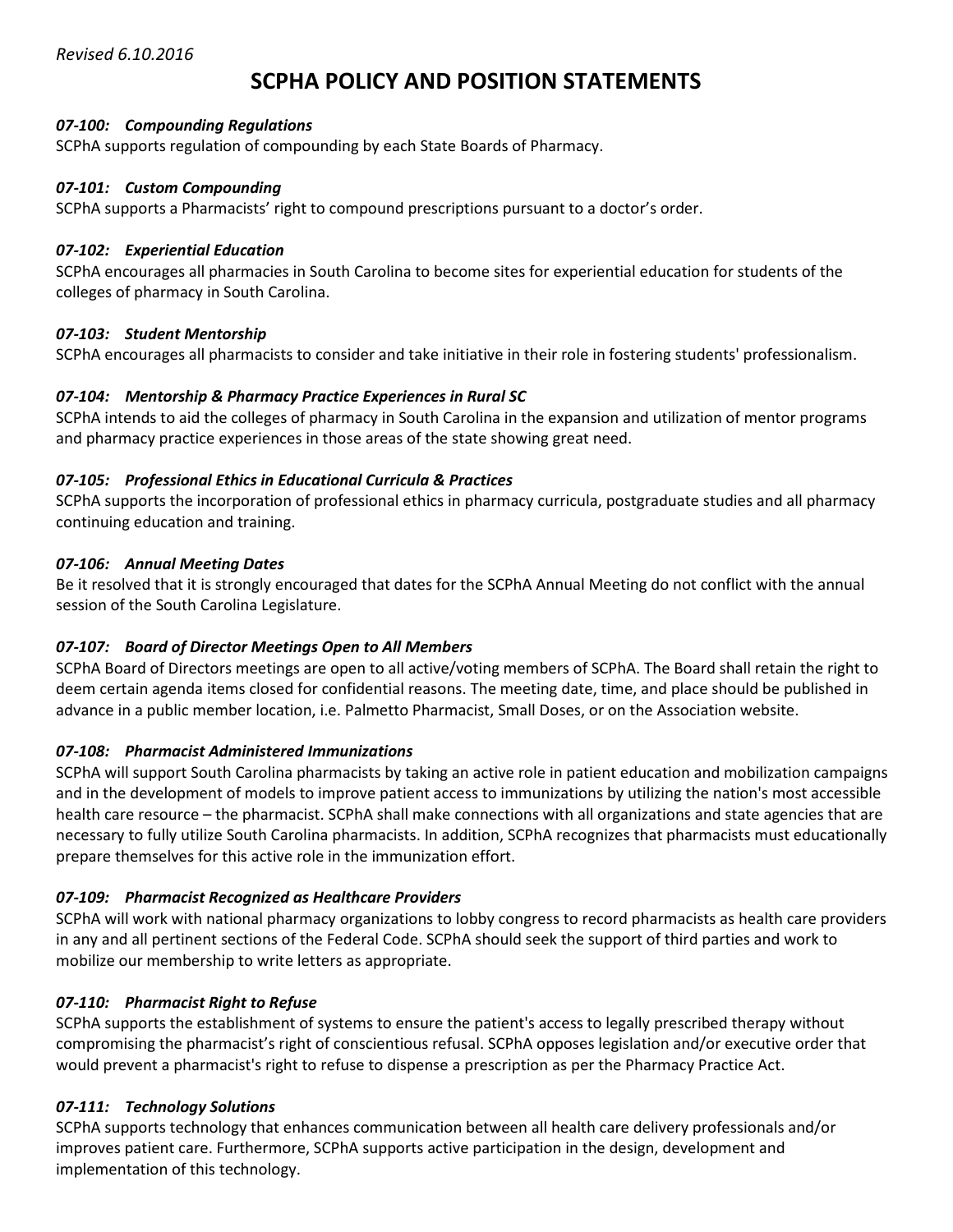*Revised 6.10.2016*

# SCPHA POLICY AND POSITION STATEMENTS

***07-100: Compounding Regulations***
SCPhA supports regulation of compounding by each State Boards of Pharmacy.

***07-101: Custom Compounding***
SCPhA supports a Pharmacists' right to compound prescriptions pursuant to a doctor's order.

***07-102: Experiential Education***
SCPhA encourages all pharmacies in South Carolina to become sites for experiential education for students of the colleges of pharmacy in South Carolina.

***07-103: Student Mentorship***
SCPhA encourages all pharmacists to consider and take initiative in their role in fostering students' professionalism.

***07-104: Mentorship & Pharmacy Practice Experiences in Rural SC***
SCPhA intends to aid the colleges of pharmacy in South Carolina in the expansion and utilization of mentor programs and pharmacy practice experiences in those areas of the state showing great need.

***07-105: Professional Ethics in Educational Curricula & Practices***
SCPhA supports the incorporation of professional ethics in pharmacy curricula, postgraduate studies and all pharmacy continuing education and training.

***07-106: Annual Meeting Dates***
Be it resolved that it is strongly encouraged that dates for the SCPhA Annual Meeting do not conflict with the annual session of the South Carolina Legislature.

***07-107: Board of Director Meetings Open to All Members***
SCPhA Board of Directors meetings are open to all active/voting members of SCPhA. The Board shall retain the right to deem certain agenda items closed for confidential reasons. The meeting date, time, and place should be published in advance in a public member location, i.e. Palmetto Pharmacist, Small Doses, or on the Association website.

***07-108: Pharmacist Administered Immunizations***
SCPhA will support South Carolina pharmacists by taking an active role in patient education and mobilization campaigns and in the development of models to improve patient access to immunizations by utilizing the nation's most accessible health care resource – the pharmacist. SCPhA shall make connections with all organizations and state agencies that are necessary to fully utilize South Carolina pharmacists. In addition, SCPhA recognizes that pharmacists must educationally prepare themselves for this active role in the immunization effort.

***07-109: Pharmacist Recognized as Healthcare Providers***
SCPhA will work with national pharmacy organizations to lobby congress to record pharmacists as health care providers in any and all pertinent sections of the Federal Code. SCPhA should seek the support of third parties and work to mobilize our membership to write letters as appropriate.

***07-110: Pharmacist Right to Refuse***
SCPhA supports the establishment of systems to ensure the patient's access to legally prescribed therapy without compromising the pharmacist's right of conscientious refusal. SCPhA opposes legislation and/or executive order that would prevent a pharmacist's right to refuse to dispense a prescription as per the Pharmacy Practice Act.

***07-111: Technology Solutions***
SCPhA supports technology that enhances communication between all health care delivery professionals and/or improves patient care. Furthermore, SCPhA supports active participation in the design, development and implementation of this technology.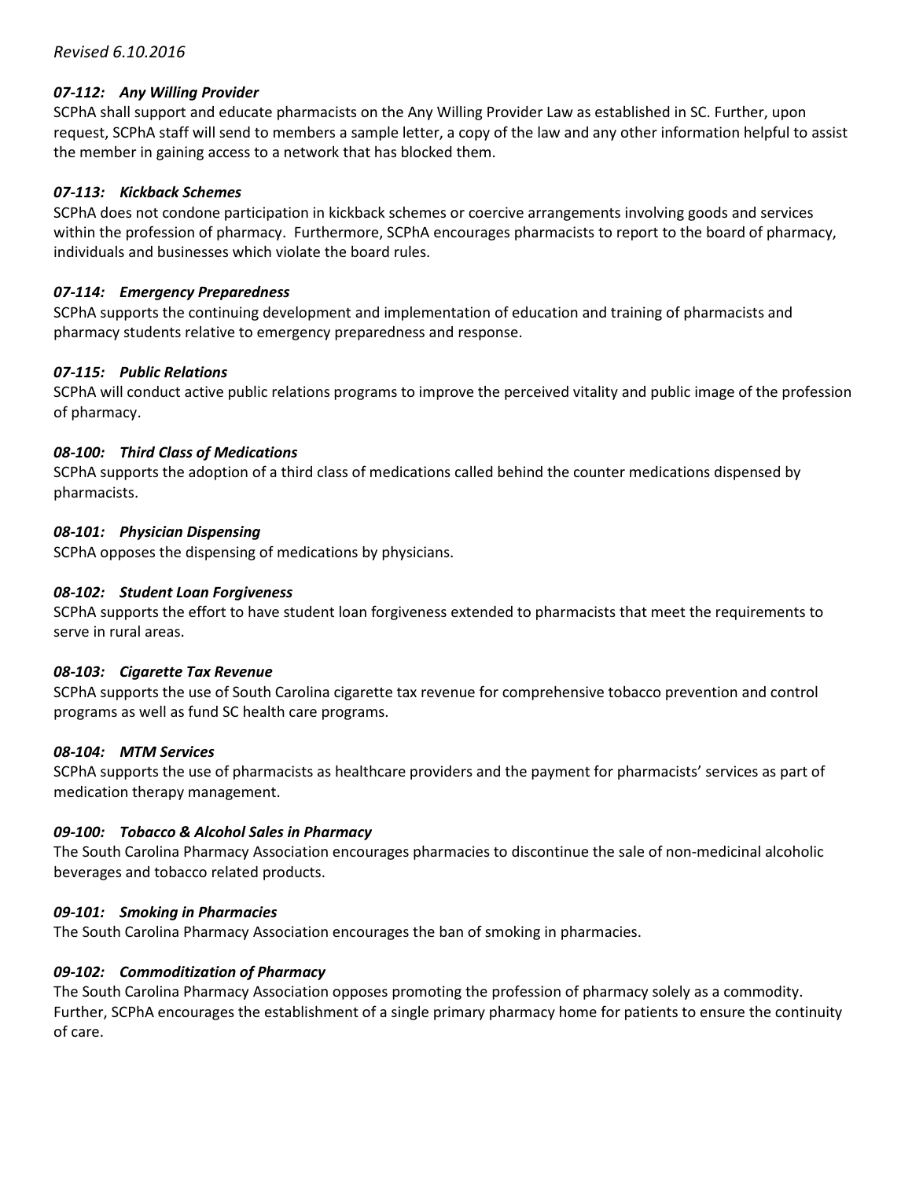*Revised 6.10.2016*

### *07-112: Any Willing Provider*

SCPhA shall support and educate pharmacists on the Any Willing Provider Law as established in SC. Further, upon request, SCPhA staff will send to members a sample letter, a copy of the law and any other information helpful to assist the member in gaining access to a network that has blocked them.

### *07-113: Kickback Schemes*

SCPhA does not condone participation in kickback schemes or coercive arrangements involving goods and services within the profession of pharmacy. Furthermore, SCPhA encourages pharmacists to report to the board of pharmacy, individuals and businesses which violate the board rules.

### *07-114: Emergency Preparedness*

SCPhA supports the continuing development and implementation of education and training of pharmacists and pharmacy students relative to emergency preparedness and response.

### *07-115: Public Relations*

SCPhA will conduct active public relations programs to improve the perceived vitality and public image of the profession of pharmacy.

### *08-100: Third Class of Medications*

SCPhA supports the adoption of a third class of medications called behind the counter medications dispensed by pharmacists.

### *08-101: Physician Dispensing*

SCPhA opposes the dispensing of medications by physicians.

### *08-102: Student Loan Forgiveness*

SCPhA supports the effort to have student loan forgiveness extended to pharmacists that meet the requirements to serve in rural areas.

### *08-103: Cigarette Tax Revenue*

SCPhA supports the use of South Carolina cigarette tax revenue for comprehensive tobacco prevention and control programs as well as fund SC health care programs.

### *08-104: MTM Services*

SCPhA supports the use of pharmacists as healthcare providers and the payment for pharmacists' services as part of medication therapy management.

### *09-100: Tobacco & Alcohol Sales in Pharmacy*

The South Carolina Pharmacy Association encourages pharmacies to discontinue the sale of non-medicinal alcoholic beverages and tobacco related products.

### *09-101: Smoking in Pharmacies*

The South Carolina Pharmacy Association encourages the ban of smoking in pharmacies.

### *09-102: Commoditization of Pharmacy*

The South Carolina Pharmacy Association opposes promoting the profession of pharmacy solely as a commodity. Further, SCPhA encourages the establishment of a single primary pharmacy home for patients to ensure the continuity of care.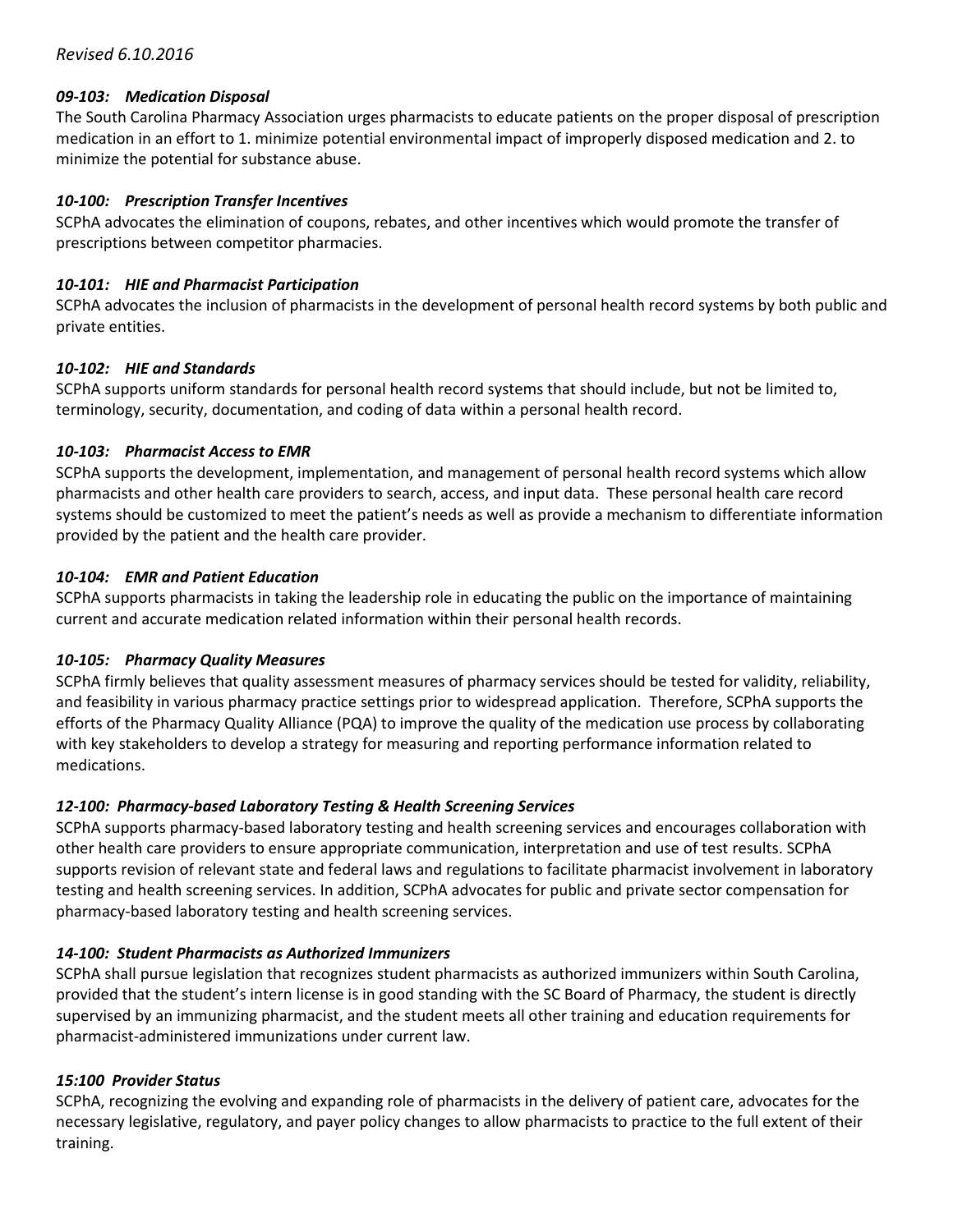*Revised 6.10.2016*

### ***09-103: Medication Disposal***

The South Carolina Pharmacy Association urges pharmacists to educate patients on the proper disposal of prescription medication in an effort to 1. minimize potential environmental impact of improperly disposed medication and 2. to minimize the potential for substance abuse.

### ***10-100: Prescription Transfer Incentives***

SCPhA advocates the elimination of coupons, rebates, and other incentives which would promote the transfer of prescriptions between competitor pharmacies.

### ***10-101: HIE and Pharmacist Participation***

SCPhA advocates the inclusion of pharmacists in the development of personal health record systems by both public and private entities.

### ***10-102: HIE and Standards***

SCPhA supports uniform standards for personal health record systems that should include, but not be limited to, terminology, security, documentation, and coding of data within a personal health record.

### ***10-103: Pharmacist Access to EMR***

SCPhA supports the development, implementation, and management of personal health record systems which allow pharmacists and other health care providers to search, access, and input data. These personal health care record systems should be customized to meet the patient's needs as well as provide a mechanism to differentiate information provided by the patient and the health care provider.

### ***10-104: EMR and Patient Education***

SCPhA supports pharmacists in taking the leadership role in educating the public on the importance of maintaining current and accurate medication related information within their personal health records.

### ***10-105: Pharmacy Quality Measures***

SCPhA firmly believes that quality assessment measures of pharmacy services should be tested for validity, reliability, and feasibility in various pharmacy practice settings prior to widespread application. Therefore, SCPhA supports the efforts of the Pharmacy Quality Alliance (PQA) to improve the quality of the medication use process by collaborating with key stakeholders to develop a strategy for measuring and reporting performance information related to medications.

### ***12-100: Pharmacy-based Laboratory Testing & Health Screening Services***

SCPhA supports pharmacy-based laboratory testing and health screening services and encourages collaboration with other health care providers to ensure appropriate communication, interpretation and use of test results. SCPhA supports revision of relevant state and federal laws and regulations to facilitate pharmacist involvement in laboratory testing and health screening services. In addition, SCPhA advocates for public and private sector compensation for pharmacy-based laboratory testing and health screening services.

### ***14-100: Student Pharmacists as Authorized Immunizers***

SCPhA shall pursue legislation that recognizes student pharmacists as authorized immunizers within South Carolina, provided that the student's intern license is in good standing with the SC Board of Pharmacy, the student is directly supervised by an immunizing pharmacist, and the student meets all other training and education requirements for pharmacist-administered immunizations under current law.

### ***15:100 Provider Status***

SCPhA, recognizing the evolving and expanding role of pharmacists in the delivery of patient care, advocates for the necessary legislative, regulatory, and payer policy changes to allow pharmacists to practice to the full extent of their training.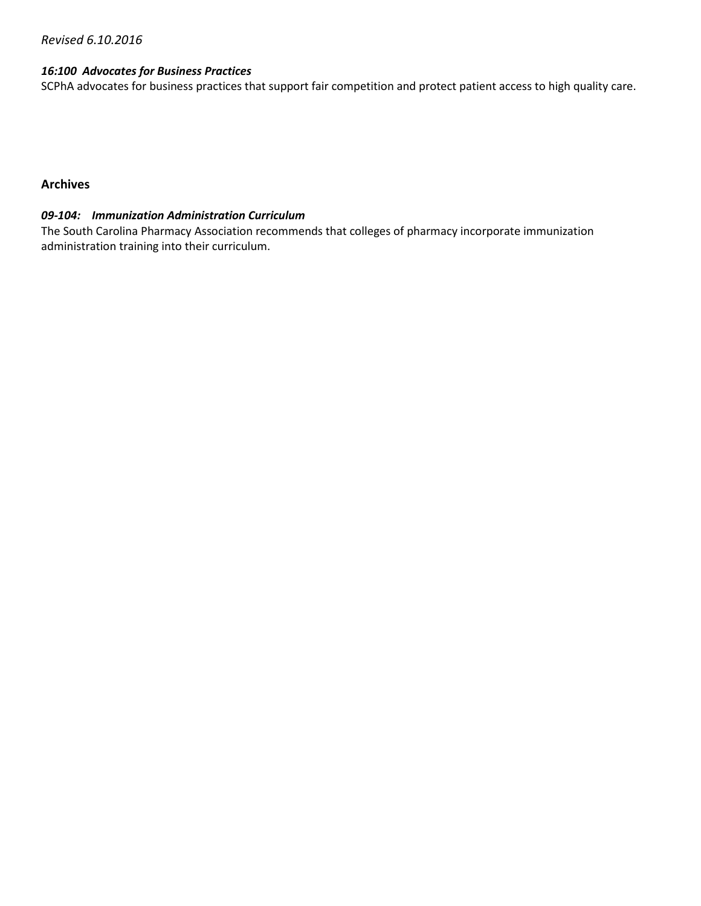*Revised 6.10.2016*

***16:100 Advocates for Business Practices***

SCPhA advocates for business practices that support fair competition and protect patient access to high quality care.

**Archives**

***09-104: Immunization Administration Curriculum***

The South Carolina Pharmacy Association recommends that colleges of pharmacy incorporate immunization administration training into their curriculum.